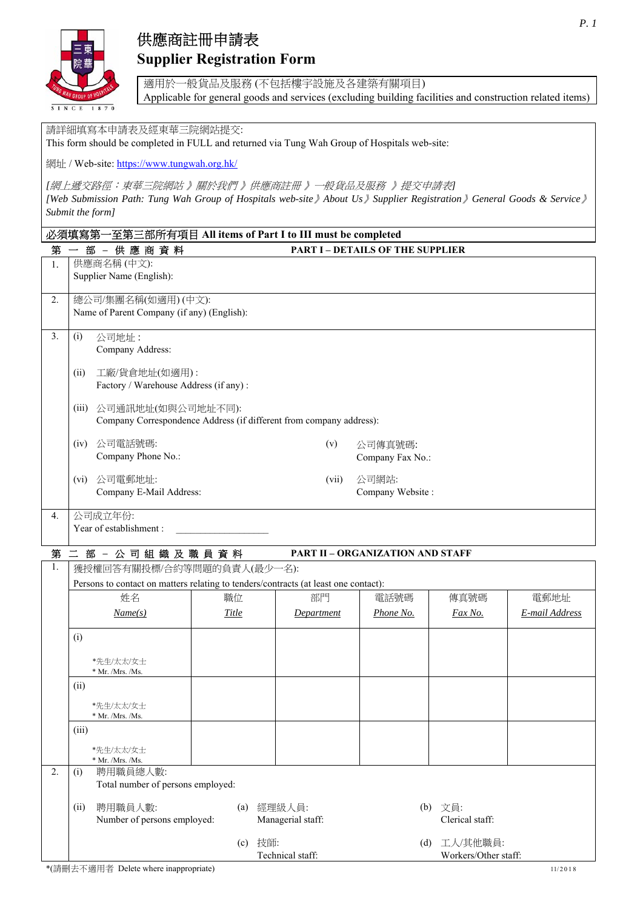# 供應商註冊申請表
# Supplier Registration Form

適用於一般貨品及服務 (不包括樓宇設施及各建築有關項目)
Applicable for general goods and services (excluding building facilities and construction related items)

請詳細填寫本申請表及經東華三院網站提交:
This form should be completed in FULL and returned via Tung Wah Group of Hospitals web-site:

網址 / Web-site: https://www.tungwah.org.hk/

*[網上遞交路徑：東華三院網站 》關於我們 》供應商註冊 》一般貨品及服務 》提交申請表]*
*[Web Submission Path: Tung Wah Group of Hospitals web-site》About Us》Supplier Registration》General Goods & Service》Submit the form]*

**必須填寫第一至第三部所有項目 All items of Part I to III must be completed**

## 第一部 – 供應商資料　PART I – DETAILS OF THE SUPPLIER

1. 供應商名稱 (中文):
   Supplier Name (English):

2. 總公司/集團名稱(如適用) (中文):
   Name of Parent Company (if any) (English):

3.
   - (i) 公司地址 :
     Company Address:
   - (ii) 工廠/貨倉地址(如適用) :
     Factory / Warehouse Address (if any) :
   - (iii) 公司通訊地址(如與公司地址不同):
     Company Correspondence Address (if different from company address):
   - (iv) 公司電話號碼:
     Company Phone No.:
   - (v) 公司傳真號碼:
     Company Fax No.:
   - (vi) 公司電郵地址:
     Company E-Mail Address:
   - (vii) 公司網站:
     Company Website :

4. 公司成立年份:
   Year of establishment : ___________________

## 第二部 – 公司組織及職員資料　PART II – ORGANIZATION AND STAFF

1. 獲授權回答有關投標/合約等問題的負責人(最少一名):
   Persons to contact on matters relating to tenders/contracts (at least one contact):

| 姓名 *Name(s)* | 職位 *Title* | 部門 *Department* | 電話號碼 *Phone No.* | 傳真號碼 *Fax No.* | 電郵地址 *E-mail Address* |
|---|---|---|---|---|---|
| (i) *先生/太太/女士 * Mr. /Mrs. /Ms. | | | | | |
| (ii) *先生/太太/女士 * Mr. /Mrs. /Ms. | | | | | |
| (iii) *先生/太太/女士 * Mr. /Mrs. /Ms. | | | | | |

2.
   - (i) 聘用職員總人數:
     Total number of persons employed:
   - (ii) 聘用職員人數:
     Number of persons employed:
     - (a) 經理級人員:
       Managerial staff:
     - (b) 文員:
       Clerical staff:
     - (c) 技師:
       Technical staff:
     - (d) 工人/其他職員:
       Workers/Other staff:

*(請刪去不適用者 Delete where inappropriate)

11/2018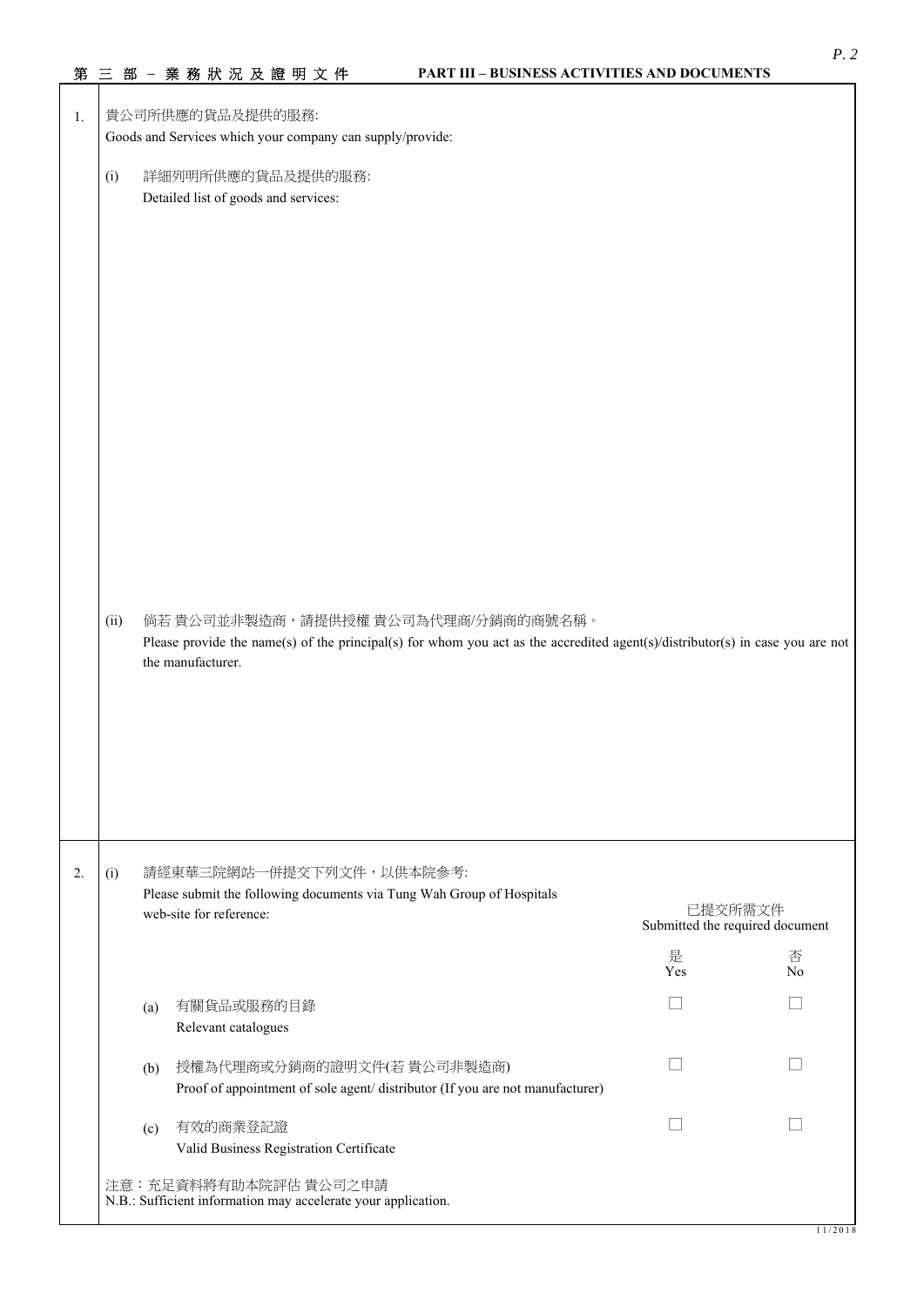## 第三部 – 業務狀況及證明文件 PART III – BUSINESS ACTIVITIES AND DOCUMENTS

1. 貴公司所供應的貨品及提供的服務:
Goods and Services which your company can supply/provide:

(i) 詳細列明所供應的貨品及提供的服務:
Detailed list of goods and services:

(ii) 倘若 貴公司並非製造商，請提供授權 貴公司為代理商/分銷商的商號名稱。
Please provide the name(s) of the principal(s) for whom you act as the accredited agent(s)/distributor(s) in case you are not the manufacturer.

2. (i) 請經東華三院網站一併提交下列文件，以供本院參考:
Please submit the following documents via Tung Wah Group of Hospitals web-site for reference:

| | 已提交所需文件 Submitted the required document | |
|---|---|---|
| | 是 Yes | 否 No |
| (a) 有關貨品或服務的目錄 Relevant catalogues | ☐ | ☐ |
| (b) 授權為代理商或分銷商的證明文件(若 貴公司非製造商) Proof of appointment of sole agent/ distributor (If you are not manufacturer) | ☐ | ☐ |
| (c) 有效的商業登記證 Valid Business Registration Certificate | ☐ | ☐ |

注意：充足資料將有助本院評估 貴公司之申請
N.B.: Sufficient information may accelerate your application.

11/2018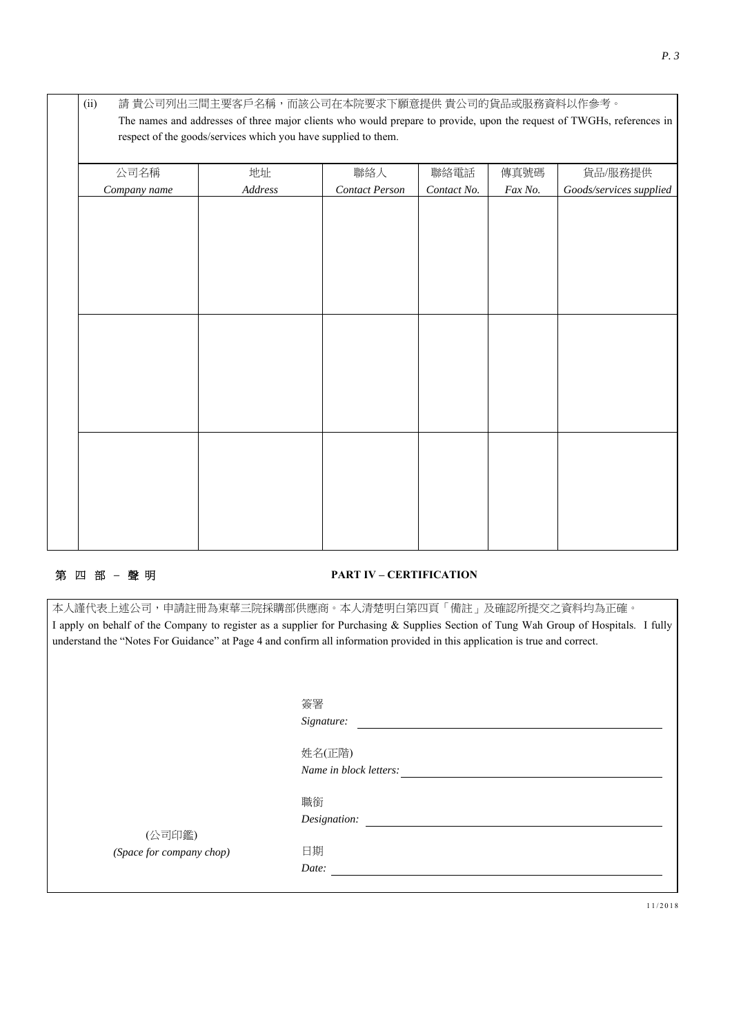(ii) 請 貴公司列出三間主要客戶名稱，而該公司在本院要求下願意提供 貴公司的貨品或服務資料以作參考。
The names and addresses of three major clients who would prepare to provide, upon the request of TWGHs, references in respect of the goods/services which you have supplied to them.

| 公司名稱 *Company name* | 地址 *Address* | 聯絡人 *Contact Person* | 聯絡電話 *Contact No.* | 傳真號碼 *Fax No.* | 貨品/服務提供 *Goods/services supplied* |
|---|---|---|---|---|---|
| | | | | | |
| | | | | | |
| | | | | | |

## 第 四 部 – 聲 明 PART IV – CERTIFICATION

本人謹代表上述公司，申請註冊為東華三院採購部供應商。本人清楚明白第四頁「備註」及確認所提交之資料均為正確。
I apply on behalf of the Company to register as a supplier for Purchasing & Supplies Section of Tung Wah Group of Hospitals. I fully understand the "Notes For Guidance" at Page 4 and confirm all information provided in this application is true and correct.

簽署
*Signature:* ______________________

姓名(正階)
*Name in block letters:* ______________________

職銜
*Designation:* ______________________

(公司印鑑)
*(Space for company chop)*

日期
*Date:* ______________________

11/2018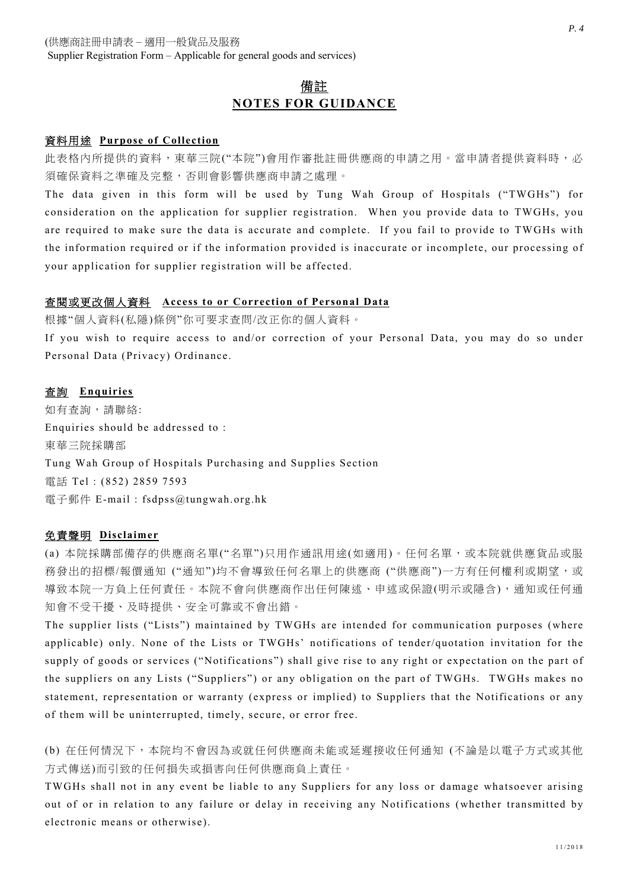(供應商註冊申請表 – 適用一般貨品及服務
Supplier Registration Form – Applicable for general goods and services)

# 備註
# NOTES FOR GUIDANCE

## 資料用途 Purpose of Collection

此表格內所提供的資料，東華三院("本院")會用作審批註冊供應商的申請之用。當申請者提供資料時，必須確保資料之準確及完整，否則會影響供應商申請之處理。

The data given in this form will be used by Tung Wah Group of Hospitals ("TWGHs") for consideration on the application for supplier registration. When you provide data to TWGHs, you are required to make sure the data is accurate and complete. If you fail to provide to TWGHs with the information required or if the information provided is inaccurate or incomplete, our processing of your application for supplier registration will be affected.

## 查閱或更改個人資料 Access to or Correction of Personal Data

根據"個人資料(私隱)條例"你可要求查問/改正你的個人資料。

If you wish to require access to and/or correction of your Personal Data, you may do so under Personal Data (Privacy) Ordinance.

## 查詢 Enquiries

如有查詢，請聯絡:
Enquiries should be addressed to :
東華三院採購部
Tung Wah Group of Hospitals Purchasing and Supplies Section
電話 Tel : (852) 2859 7593
電子郵件 E-mail : fsdpss@tungwah.org.hk

## 免責聲明 Disclaimer

(a) 本院採購部備存的供應商名單("名單")只用作通訊用途(如適用)。任何名單，或本院就供應貨品或服務發出的招標/報價通知 ("通知")均不會導致任何名單上的供應商 ("供應商")一方有任何權利或期望，或導致本院一方負上任何責任。本院不會向供應商作出任何陳述、申述或保證(明示或隱含)，通知或任何通知會不受干擾、及時提供、安全可靠或不會出錯。

The supplier lists ("Lists") maintained by TWGHs are intended for communication purposes (where applicable) only. None of the Lists or TWGHs' notifications of tender/quotation invitation for the supply of goods or services ("Notifications") shall give rise to any right or expectation on the part of the suppliers on any Lists ("Suppliers") or any obligation on the part of TWGHs. TWGHs makes no statement, representation or warranty (express or implied) to Suppliers that the Notifications or any of them will be uninterrupted, timely, secure, or error free.

(b) 在任何情況下，本院均不會因為或就任何供應商未能或延遲接收任何通知 (不論是以電子方式或其他方式傳送)而引致的任何損失或損害向任何供應商負上責任。

TWGHs shall not in any event be liable to any Suppliers for any loss or damage whatsoever arising out of or in relation to any failure or delay in receiving any Notifications (whether transmitted by electronic means or otherwise).

11/2018